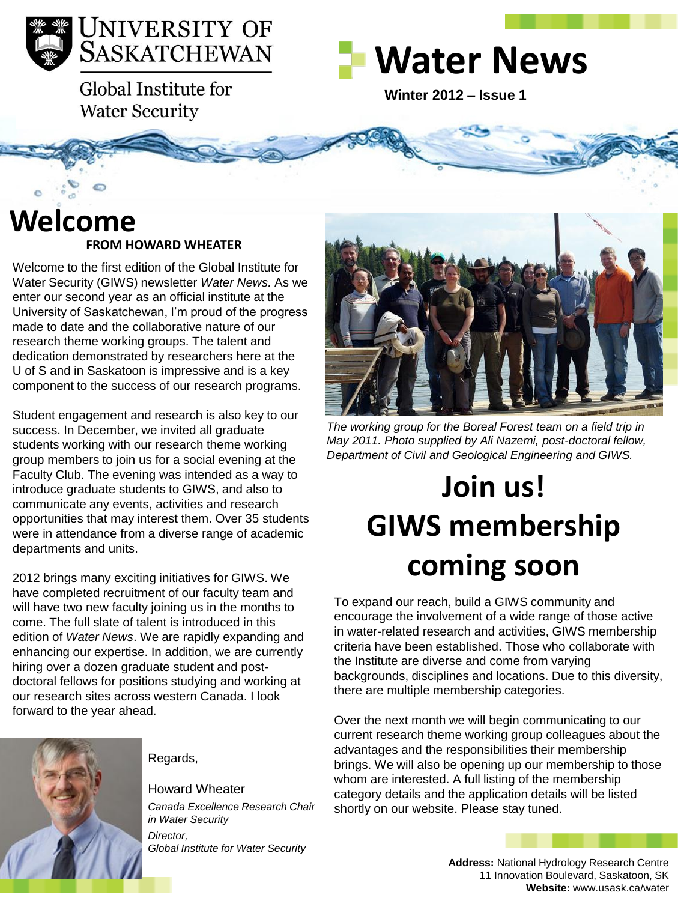University of Saskatchewan

Global Institute for Water Security

# Water News

**Winter 2012 – Issue 1**

## Welcome

**FROM HOWARD WHEATER**

Welcome to the first edition of the Global Institute for Water Security (GIWS) newsletter *Water News.* As we enter our second year as an official institute at the University of Saskatchewan, I'm proud of the progress made to date and the collaborative nature of our research theme working groups. The talent and dedication demonstrated by researchers here at the U of S and in Saskatoon is impressive and is a key component to the success of our research programs.

Student engagement and research is also key to our success. In December, we invited all graduate students working with our research theme working group members to join us for a social evening at the Faculty Club. The evening was intended as a way to introduce graduate students to GIWS, and also to communicate any events, activities and research opportunities that may interest them. Over 35 students were in attendance from a diverse range of academic departments and units.

2012 brings many exciting initiatives for GIWS. We have completed recruitment of our faculty team and will have two new faculty joining us in the months to come. The full slate of talent is introduced in this edition of *Water News*. We are rapidly expanding and enhancing our expertise. In addition, we are currently hiring over a dozen graduate student and post-doctoral fellows for positions studying and working at our research sites across western Canada. I look forward to the year ahead.

Regards,

Howard Wheater
*Canada Excellence Research Chair in Water Security*
*Director,*
*Global Institute for Water Security*

*The working group for the Boreal Forest team on a field trip in May 2011. Photo supplied by Ali Nazemi, post-doctoral fellow, Department of Civil and Geological Engineering and GIWS.*

## Join us! GIWS membership coming soon

To expand our reach, build a GIWS community and encourage the involvement of a wide range of those active in water-related research and activities, GIWS membership criteria have been established. Those who collaborate with the Institute are diverse and come from varying backgrounds, disciplines and locations. Due to this diversity, there are multiple membership categories.

Over the next month we will begin communicating to our current research theme working group colleagues about the advantages and the responsibilities their membership brings. We will also be opening up our membership to those whom are interested. A full listing of the membership category details and the application details will be listed shortly on our website. Please stay tuned.

**Address:** National Hydrology Research Centre
11 Innovation Boulevard, Saskatoon, SK
**Website:** www.usask.ca/water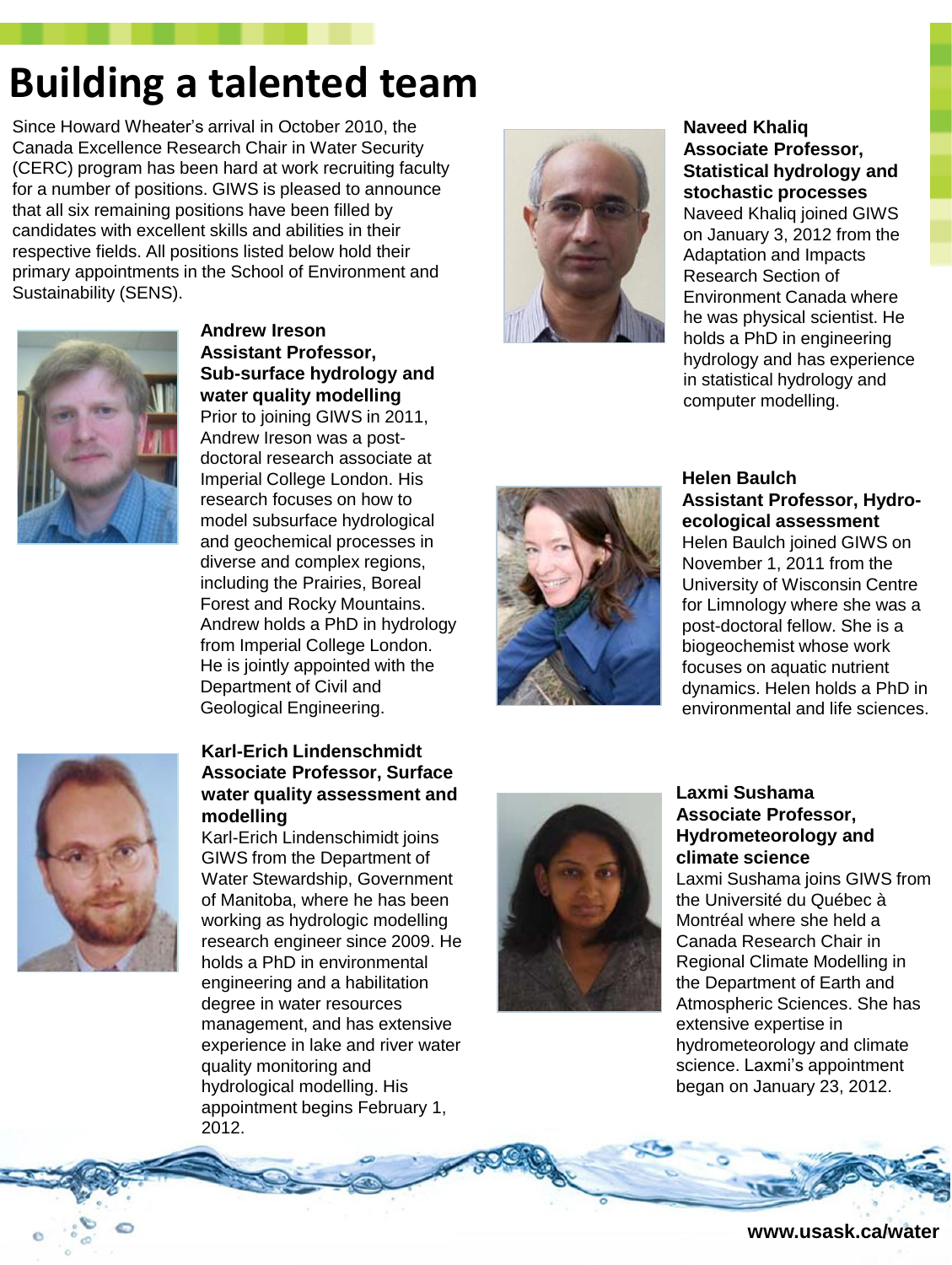# Building a talented team

Since Howard Wheater's arrival in October 2010, the Canada Excellence Research Chair in Water Security (CERC) program has been hard at work recruiting faculty for a number of positions. GIWS is pleased to announce that all six remaining positions have been filled by candidates with excellent skills and abilities in their respective fields. All positions listed below hold their primary appointments in the School of Environment and Sustainability (SENS).

**Andrew Ireson**
**Assistant Professor, Sub-surface hydrology and water quality modelling**

Prior to joining GIWS in 2011, Andrew Ireson was a post-doctoral research associate at Imperial College London. His research focuses on how to model subsurface hydrological and geochemical processes in diverse and complex regions, including the Prairies, Boreal Forest and Rocky Mountains. Andrew holds a PhD in hydrology from Imperial College London. He is jointly appointed with the Department of Civil and Geological Engineering.

**Karl-Erich Lindenschmidt**
**Associate Professor, Surface water quality assessment and modelling**

Karl-Erich Lindenschmidt joins GIWS from the Department of Water Stewardship, Government of Manitoba, where he has been working as hydrologic modelling research engineer since 2009. He holds a PhD in environmental engineering and a habilitation degree in water resources management, and has extensive experience in lake and river water quality monitoring and hydrological modelling. His appointment begins February 1, 2012.

**Naveed Khaliq**
**Associate Professor, Statistical hydrology and stochastic processes**

Naveed Khaliq joined GIWS on January 3, 2012 from the Adaptation and Impacts Research Section of Environment Canada where he was physical scientist. He holds a PhD in engineering hydrology and has experience in statistical hydrology and computer modelling.

**Helen Baulch**
**Assistant Professor, Hydro-ecological assessment**

Helen Baulch joined GIWS on November 1, 2011 from the University of Wisconsin Centre for Limnology where she was a post-doctoral fellow. She is a biogeochemist whose work focuses on aquatic nutrient dynamics. Helen holds a PhD in environmental and life sciences.

**Laxmi Sushama**
**Associate Professor, Hydrometeorology and climate science**

Laxmi Sushama joins GIWS from the Université du Québec à Montréal where she held a Canada Research Chair in Regional Climate Modelling in the Department of Earth and Atmospheric Sciences. She has extensive expertise in hydrometeorology and climate science. Laxmi's appointment began on January 23, 2012.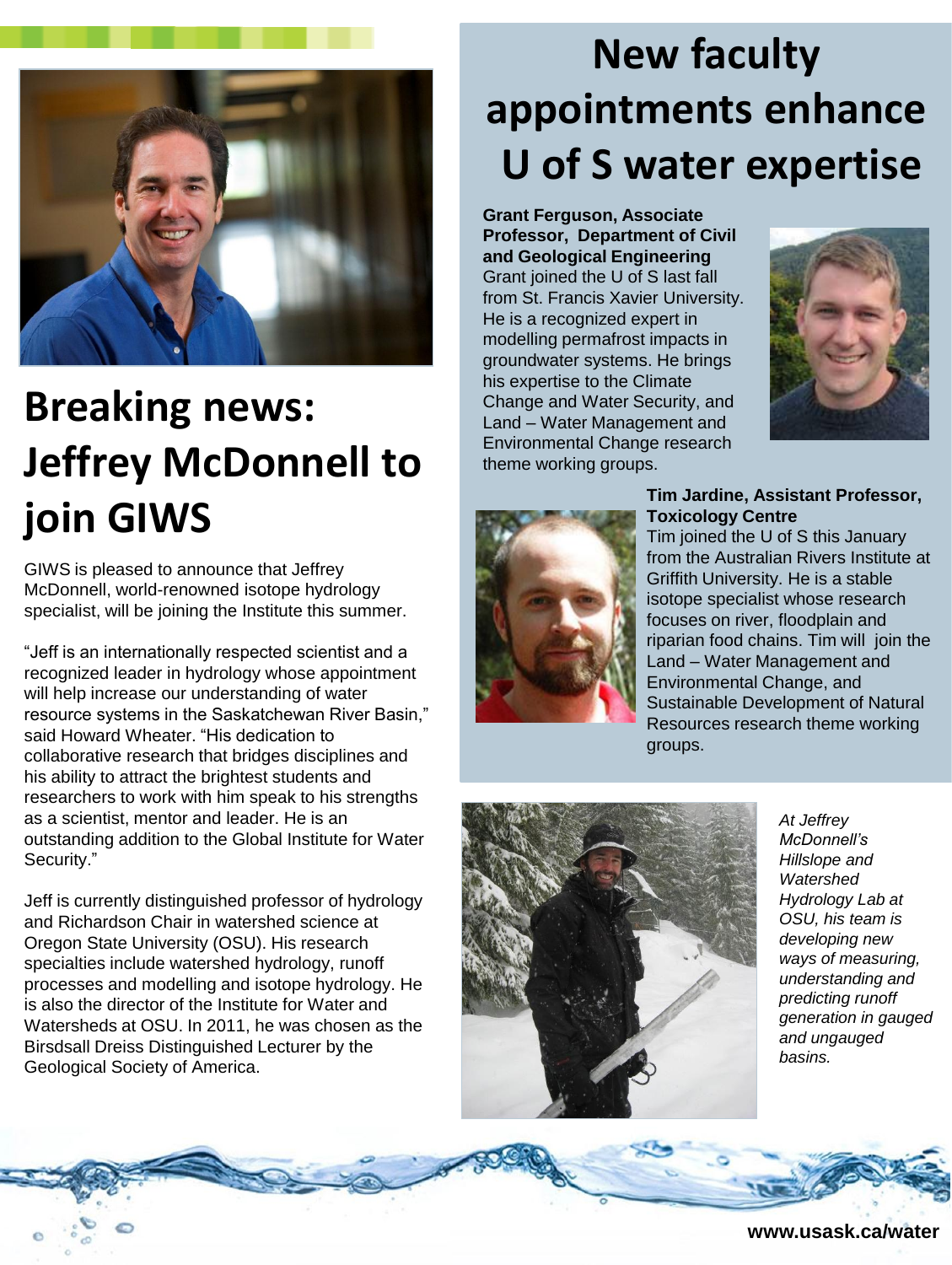# Breaking news: Jeffrey McDonnell to join GIWS

GIWS is pleased to announce that Jeffrey McDonnell, world-renowned isotope hydrology specialist, will be joining the Institute this summer.

"Jeff is an internationally respected scientist and a recognized leader in hydrology whose appointment will help increase our understanding of water resource systems in the Saskatchewan River Basin," said Howard Wheater. "His dedication to collaborative research that bridges disciplines and his ability to attract the brightest students and researchers to work with him speak to his strengths as a scientist, mentor and leader. He is an outstanding addition to the Global Institute for Water Security."

Jeff is currently distinguished professor of hydrology and Richardson Chair in watershed science at Oregon State University (OSU). His research specialties include watershed hydrology, runoff processes and modelling and isotope hydrology. He is also the director of the Institute for Water and Watersheds at OSU. In 2011, he was chosen as the Birsdsall Dreiss Distinguished Lecturer by the Geological Society of America.

# New faculty appointments enhance U of S water expertise

**Grant Ferguson, Associate Professor, Department of Civil and Geological Engineering**
Grant joined the U of S last fall from St. Francis Xavier University. He is a recognized expert in modelling permafrost impacts in groundwater systems. He brings his expertise to the Climate Change and Water Security, and Land – Water Management and Environmental Change research theme working groups.

**Tim Jardine, Assistant Professor, Toxicology Centre**
Tim joined the U of S this January from the Australian Rivers Institute at Griffith University. He is a stable isotope specialist whose research focuses on river, floodplain and riparian food chains. Tim will join the Land – Water Management and Environmental Change, and Sustainable Development of Natural Resources research theme working groups.

*At Jeffrey McDonnell's Hillslope and Watershed Hydrology Lab at OSU, his team is developing new ways of measuring, understanding and predicting runoff generation in gauged and ungauged basins.*

www.usask.ca/water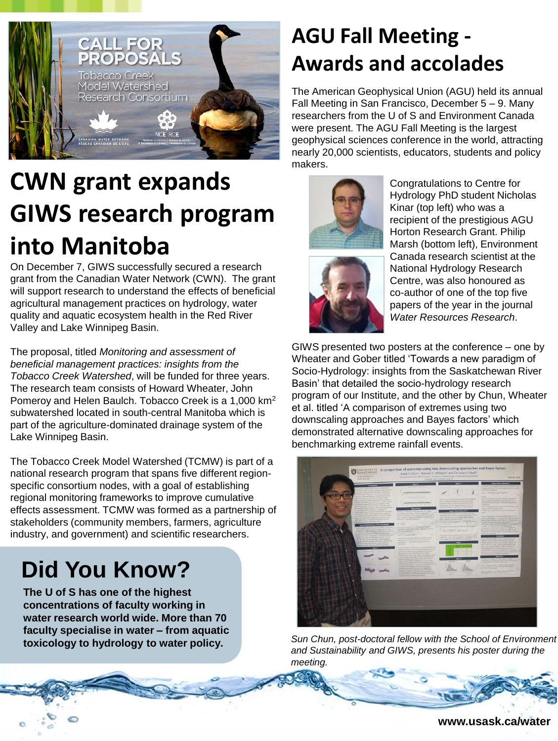CALL FOR PROPOSALS

Tobacco Creek Model Watershed Research Consortium

# CWN grant expands GIWS research program into Manitoba

On December 7, GIWS successfully secured a research grant from the Canadian Water Network (CWN). The grant will support research to understand the effects of beneficial agricultural management practices on hydrology, water quality and aquatic ecosystem health in the Red River Valley and Lake Winnipeg Basin.

The proposal, titled *Monitoring and assessment of beneficial management practices: insights from the Tobacco Creek Watershed*, will be funded for three years. The research team consists of Howard Wheater, John Pomeroy and Helen Baulch. Tobacco Creek is a 1,000 $km^2$ subwatershed located in south-central Manitoba which is part of the agriculture-dominated drainage system of the Lake Winnipeg Basin.

The Tobacco Creek Model Watershed (TCMW) is part of a national research program that spans five different region-specific consortium nodes, with a goal of establishing regional monitoring frameworks to improve cumulative effects assessment. TCMW was formed as a partnership of stakeholders (community members, farmers, agriculture industry, and government) and scientific researchers.

## Did You Know?

**The U of S has one of the highest concentrations of faculty working in water research world wide. More than 70 faculty specialise in water – from aquatic toxicology to hydrology to water policy.**

# AGU Fall Meeting - Awards and accolades

The American Geophysical Union (AGU) held its annual Fall Meeting in San Francisco, December 5 – 9. Many researchers from the U of S and Environment Canada were present. The AGU Fall Meeting is the largest geophysical sciences conference in the world, attracting nearly 20,000 scientists, educators, students and policy makers.

Congratulations to Centre for Hydrology PhD student Nicholas Kinar (top left) who was a recipient of the prestigious AGU Horton Research Grant. Philip Marsh (bottom left), Environment Canada research scientist at the National Hydrology Research Centre, was also honoured as co-author of one of the top five papers of the year in the journal *Water Resources Research*.

GIWS presented two posters at the conference – one by Wheater and Gober titled 'Towards a new paradigm of Socio-Hydrology: insights from the Saskatchewan River Basin' that detailed the socio-hydrology research program of our Institute, and the other by Chun, Wheater et al. titled 'A comparison of extremes using two downscaling approaches and Bayes factors' which demonstrated alternative downscaling approaches for benchmarking extreme rainfall events.

*Sun Chun, post-doctoral fellow with the School of Environment and Sustainability and GIWS, presents his poster during the meeting.*

www.usask.ca/water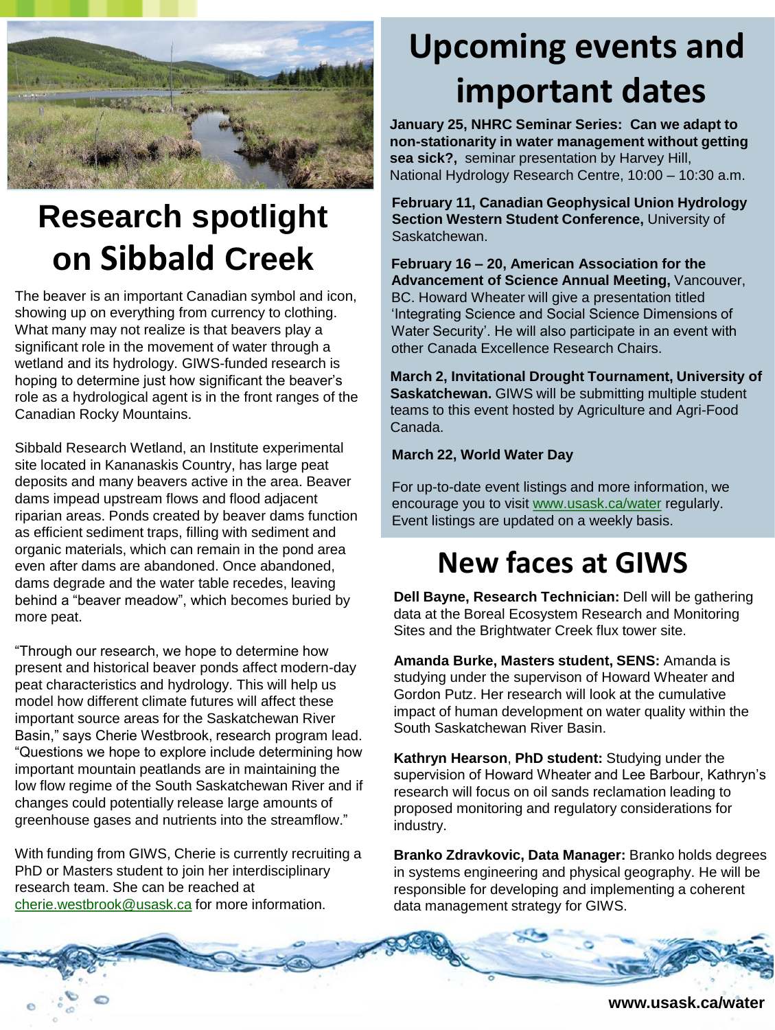# Research spotlight on Sibbald Creek

The beaver is an important Canadian symbol and icon, showing up on everything from currency to clothing. What many may not realize is that beavers play a significant role in the movement of water through a wetland and its hydrology. GIWS-funded research is hoping to determine just how significant the beaver's role as a hydrological agent is in the front ranges of the Canadian Rocky Mountains.

Sibbald Research Wetland, an Institute experimental site located in Kananaskis Country, has large peat deposits and many beavers active in the area. Beaver dams impead upstream flows and flood adjacent riparian areas. Ponds created by beaver dams function as efficient sediment traps, filling with sediment and organic materials, which can remain in the pond area even after dams are abandoned. Once abandoned, dams degrade and the water table recedes, leaving behind a "beaver meadow", which becomes buried by more peat.

"Through our research, we hope to determine how present and historical beaver ponds affect modern-day peat characteristics and hydrology. This will help us model how different climate futures will affect these important source areas for the Saskatchewan River Basin," says Cherie Westbrook, research program lead. "Questions we hope to explore include determining how important mountain peatlands are in maintaining the low flow regime of the South Saskatchewan River and if changes could potentially release large amounts of greenhouse gases and nutrients into the streamflow."

With funding from GIWS, Cherie is currently recruiting a PhD or Masters student to join her interdisciplinary research team. She can be reached at cherie.westbrook@usask.ca for more information.

# Upcoming events and important dates

**January 25, NHRC Seminar Series: Can we adapt to non-stationarity in water management without getting sea sick?,** seminar presentation by Harvey Hill, National Hydrology Research Centre, 10:00 – 10:30 a.m.

**February 11, Canadian Geophysical Union Hydrology Section Western Student Conference,** University of Saskatchewan.

**February 16 – 20, American Association for the Advancement of Science Annual Meeting,** Vancouver, BC. Howard Wheater will give a presentation titled 'Integrating Science and Social Science Dimensions of Water Security'. He will also participate in an event with other Canada Excellence Research Chairs.

**March 2, Invitational Drought Tournament, University of Saskatchewan.** GIWS will be submitting multiple student teams to this event hosted by Agriculture and Agri-Food Canada.

**March 22, World Water Day**

For up-to-date event listings and more information, we encourage you to visit www.usask.ca/water regularly. Event listings are updated on a weekly basis.

# New faces at GIWS

**Dell Bayne, Research Technician:** Dell will be gathering data at the Boreal Ecosystem Research and Monitoring Sites and the Brightwater Creek flux tower site.

**Amanda Burke, Masters student, SENS:** Amanda is studying under the supervison of Howard Wheater and Gordon Putz. Her research will look at the cumulative impact of human development on water quality within the South Saskatchewan River Basin.

**Kathryn Hearson, PhD student:** Studying under the supervision of Howard Wheater and Lee Barbour, Kathryn's research will focus on oil sands reclamation leading to proposed monitoring and regulatory considerations for industry.

**Branko Zdravkovic, Data Manager:** Branko holds degrees in systems engineering and physical geography. He will be responsible for developing and implementing a coherent data management strategy for GIWS.